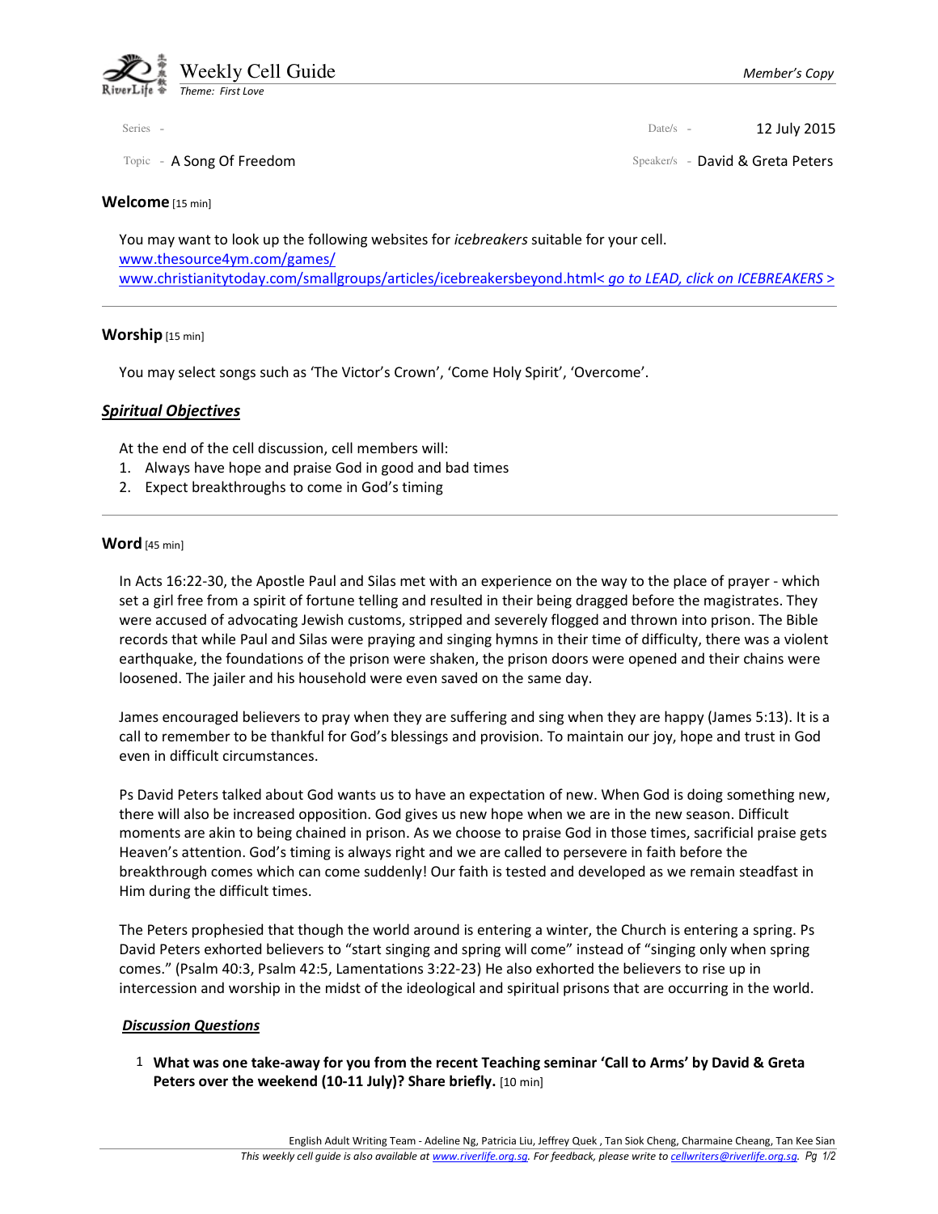# Weekly Cell Guide

*Theme: First Love*

*Member's Copy*

Series -

Date/s - 12 July 2015

Topic - A Song Of Freedom

Speaker/s - David & Greta Peters

## Welcome [15 min]

You may want to look up the following websites for *icebreakers* suitable for your cell.
www.thesource4ym.com/games/
www.christianitytoday.com/smallgroups/articles/icebreakersbeyond.html< *go to LEAD, click on ICEBREAKERS* >

---

## Worship [15 min]

You may select songs such as 'The Victor's Crown', 'Come Holy Spirit', 'Overcome'.

## ***Spiritual Objectives***

At the end of the cell discussion, cell members will:

1. Always have hope and praise God in good and bad times
2. Expect breakthroughs to come in God's timing

---

## Word [45 min]

In Acts 16:22-30, the Apostle Paul and Silas met with an experience on the way to the place of prayer - which set a girl free from a spirit of fortune telling and resulted in their being dragged before the magistrates. They were accused of advocating Jewish customs, stripped and severely flogged and thrown into prison. The Bible records that while Paul and Silas were praying and singing hymns in their time of difficulty, there was a violent earthquake, the foundations of the prison were shaken, the prison doors were opened and their chains were loosened. The jailer and his household were even saved on the same day.

James encouraged believers to pray when they are suffering and sing when they are happy (James 5:13). It is a call to remember to be thankful for God's blessings and provision. To maintain our joy, hope and trust in God even in difficult circumstances.

Ps David Peters talked about God wants us to have an expectation of new. When God is doing something new, there will also be increased opposition. God gives us new hope when we are in the new season. Difficult moments are akin to being chained in prison. As we choose to praise God in those times, sacrificial praise gets Heaven's attention. God's timing is always right and we are called to persevere in faith before the breakthrough comes which can come suddenly! Our faith is tested and developed as we remain steadfast in Him during the difficult times.

The Peters prophesied that though the world around is entering a winter, the Church is entering a spring. Ps David Peters exhorted believers to "start singing and spring will come" instead of "singing only when spring comes." (Psalm 40:3, Psalm 42:5, Lamentations 3:22-23) He also exhorted the believers to rise up in intercession and worship in the midst of the ideological and spiritual prisons that are occurring in the world.

### ***Discussion Questions***

1. **What was one take-away for you from the recent Teaching seminar 'Call to Arms' by David & Greta Peters over the weekend (10-11 July)? Share briefly.** [10 min]

English Adult Writing Team - Adeline Ng, Patricia Liu, Jeffrey Quek , Tan Siok Cheng, Charmaine Cheang, Tan Kee Sian

*This weekly cell guide is also available at www.riverlife.org.sg. For feedback, please write to cellwriters@riverlife.org.sg.*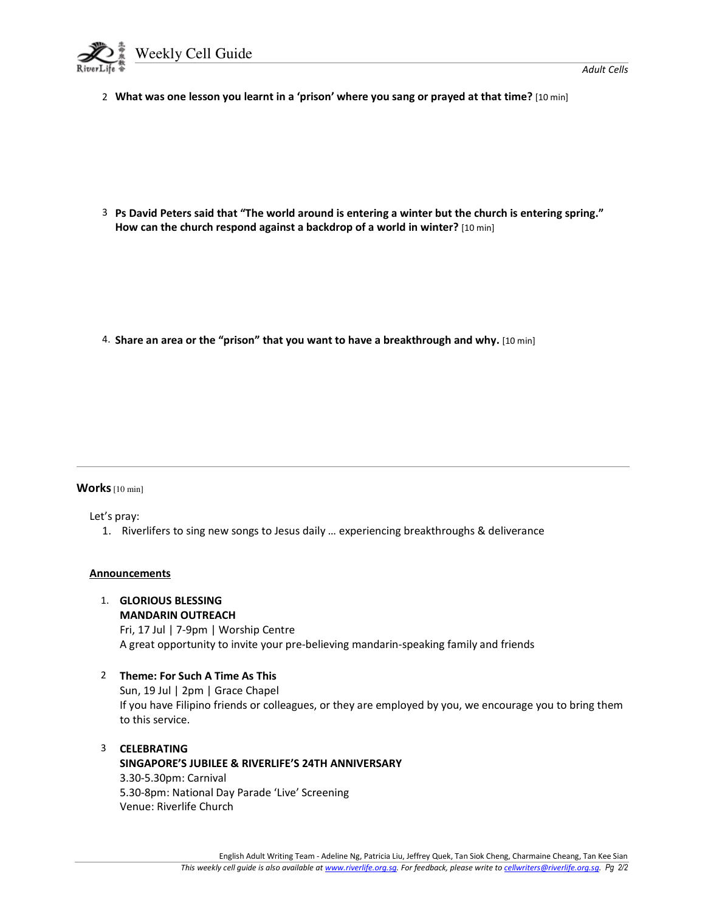2 **What was one lesson you learnt in a 'prison' where you sang or prayed at that time?** [10 min]

3 **Ps David Peters said that "The world around is entering a winter but the church is entering spring." How can the church respond against a backdrop of a world in winter?** [10 min]

4. **Share an area or the "prison" that you want to have a breakthrough and why.** [10 min]

---

## Works [10 min]

Let's pray:

1. Riverlifers to sing new songs to Jesus daily … experiencing breakthroughs & deliverance

**Announcements**

1. **GLORIOUS BLESSING**
   **MANDARIN OUTREACH**
   Fri, 17 Jul | 7-9pm | Worship Centre
   A great opportunity to invite your pre-believing mandarin-speaking family and friends

2. **Theme: For Such A Time As This**
   Sun, 19 Jul | 2pm | Grace Chapel
   If you have Filipino friends or colleagues, or they are employed by you, we encourage you to bring them to this service.

3. **CELEBRATING**
   **SINGAPORE'S JUBILEE & RIVERLIFE'S 24TH ANNIVERSARY**
   3.30-5.30pm: Carnival
   5.30-8pm: National Day Parade 'Live' Screening
   Venue: Riverlife Church

English Adult Writing Team - Adeline Ng, Patricia Liu, Jeffrey Quek, Tan Siok Cheng, Charmaine Cheang, Tan Kee Sian

*This weekly cell guide is also available at www.riverlife.org.sg. For feedback, please write to cellwriters@riverlife.org.sg.*